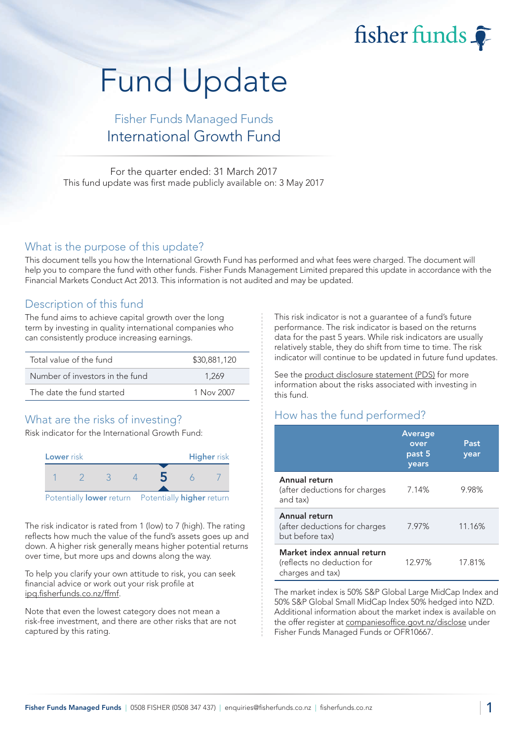fisher funds

# Fund Update

## Fisher Funds Managed Funds
## International Growth Fund

For the quarter ended: 31 March 2017
This fund update was first made publicly available on: 3 May 2017

## What is the purpose of this update?

This document tells you how the International Growth Fund has performed and what fees were charged. The document will help you to compare the fund with other funds. Fisher Funds Management Limited prepared this update in accordance with the Financial Markets Conduct Act 2013. This information is not audited and may be updated.

## Description of this fund

The fund aims to achieve capital growth over the long term by investing in quality international companies who can consistently produce increasing earnings.

| | |
|---|---|
| Total value of the fund | $30,881,120 |
| Number of investors in the fund | 1,269 |
| The date the fund started | 1 Nov 2007 |

## What are the risks of investing?

Risk indicator for the International Growth Fund:

| Lower risk | | | | | | Higher risk |
|---|---|---|---|---|---|---|
| 1 | 2 | 3 | 4 | **5** | 6 | 7 |

Potentially **lower** return — Potentially **higher** return

The risk indicator is rated from 1 (low) to 7 (high). The rating reflects how much the value of the fund's assets goes up and down. A higher risk generally means higher potential returns over time, but more ups and downs along the way.

To help you clarify your own attitude to risk, you can seek financial advice or work out your risk profile at ipq.fisherfunds.co.nz/ffmf.

Note that even the lowest category does not mean a risk-free investment, and there are other risks that are not captured by this rating.

This risk indicator is not a guarantee of a fund's future performance. The risk indicator is based on the returns data for the past 5 years. While risk indicators are usually relatively stable, they do shift from time to time. The risk indicator will continue to be updated in future fund updates.

See the product disclosure statement (PDS) for more information about the risks associated with investing in this fund.

## How has the fund performed?

| | Average over past 5 years | Past year |
|---|---|---|
| **Annual return** (after deductions for charges and tax) | 7.14% | 9.98% |
| **Annual return** (after deductions for charges but before tax) | 7.97% | 11.16% |
| **Market index annual return** (reflects no deduction for charges and tax) | 12.97% | 17.81% |

The market index is 50% S&P Global Large MidCap Index and 50% S&P Global Small MidCap Index 50% hedged into NZD. Additional information about the market index is available on the offer register at companiesoffice.govt.nz/disclose under Fisher Funds Managed Funds or OFR10667.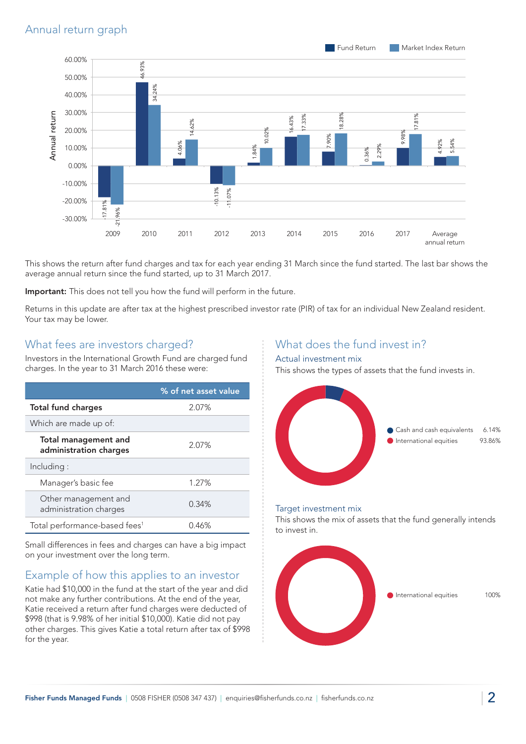## Annual return graph

| Year | Fund Return | Market Index Return |
|---|---|---|
| 2009 | -17.81% | -21.96% |
| 2010 | 46.93% | 34.24% |
| 2011 | 4.06% | 14.62% |
| 2012 | -10.13% | -11.07% |
| 2013 | 1.84% | 10.02% |
| 2014 | 16.43% | 17.33% |
| 2015 | 7.90% | 18.28% |
| 2016 | 0.36% | 2.29% |
| 2017 | 9.98% | 17.81% |
| Average annual return | 4.92% | 5.54% |

This shows the return after fund charges and tax for each year ending 31 March since the fund started. The last bar shows the average annual return since the fund started, up to 31 March 2017.

**Important:** This does not tell you how the fund will perform in the future.

Returns in this update are after tax at the highest prescribed investor rate (PIR) of tax for an individual New Zealand resident. Your tax may be lower.

## What fees are investors charged?

Investors in the International Growth Fund are charged fund charges. In the year to 31 March 2016 these were:

| | % of net asset value |
|---|---|
| **Total fund charges** | 2.07% |
| Which are made up of: | |
| **Total management and administration charges** | 2.07% |
| Including : | |
| Manager's basic fee | 1.27% |
| Other management and administration charges | 0.34% |
| Total performance-based fees[1] | 0.46% |

Small differences in fees and charges can have a big impact on your investment over the long term.

## Example of how this applies to an investor

Katie had $10,000 in the fund at the start of the year and did not make any further contributions. At the end of the year, Katie received a return after fund charges were deducted of $998 (that is 9.98% of her initial $10,000). Katie did not pay other charges. This gives Katie a total return after tax of $998 for the year.

## What does the fund invest in?

### Actual investment mix

This shows the types of assets that the fund invests in.

| Asset | % |
|---|---|
| Cash and cash equivalents | 6.14% |
| International equities | 93.86% |

### Target investment mix

This shows the mix of assets that the fund generally intends to invest in.

| Asset | % |
|---|---|
| International equities | 100% |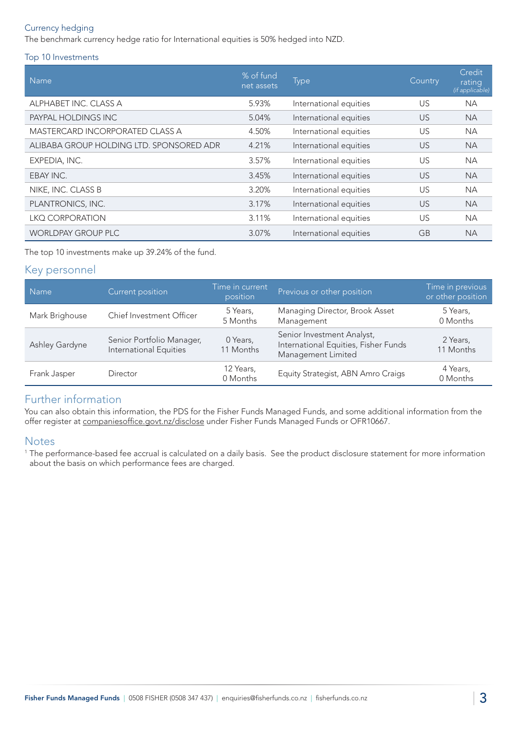### Currency hedging

The benchmark currency hedge ratio for International equities is 50% hedged into NZD.

### Top 10 Investments

| Name | % of fund net assets | Type | Country | Credit rating *(if applicable)* |
|---|---|---|---|---|
| ALPHABET INC. CLASS A | 5.93% | International equities | US | NA |
| PAYPAL HOLDINGS INC | 5.04% | International equities | US | NA |
| MASTERCARD INCORPORATED CLASS A | 4.50% | International equities | US | NA |
| ALIBABA GROUP HOLDING LTD. SPONSORED ADR | 4.21% | International equities | US | NA |
| EXPEDIA, INC. | 3.57% | International equities | US | NA |
| EBAY INC. | 3.45% | International equities | US | NA |
| NIKE, INC. CLASS B | 3.20% | International equities | US | NA |
| PLANTRONICS, INC. | 3.17% | International equities | US | NA |
| LKQ CORPORATION | 3.11% | International equities | US | NA |
| WORLDPAY GROUP PLC | 3.07% | International equities | GB | NA |

The top 10 investments make up 39.24% of the fund.

## Key personnel

| Name | Current position | Time in current position | Previous or other position | Time in previous or other position |
|---|---|---|---|---|
| Mark Brighouse | Chief Investment Officer | 5 Years, 5 Months | Managing Director, Brook Asset Management | 5 Years, 0 Months |
| Ashley Gardyne | Senior Portfolio Manager, International Equities | 0 Years, 11 Months | Senior Investment Analyst, International Equities, Fisher Funds Management Limited | 2 Years, 11 Months |
| Frank Jasper | Director | 12 Years, 0 Months | Equity Strategist, ABN Amro Craigs | 4 Years, 0 Months |

## Further information

You can also obtain this information, the PDS for the Fisher Funds Managed Funds, and some additional information from the offer register at companiesoffice.govt.nz/disclose under Fisher Funds Managed Funds or OFR10667.

## Notes

[1] The performance-based fee accrual is calculated on a daily basis. See the product disclosure statement for more information about the basis on which performance fees are charged.